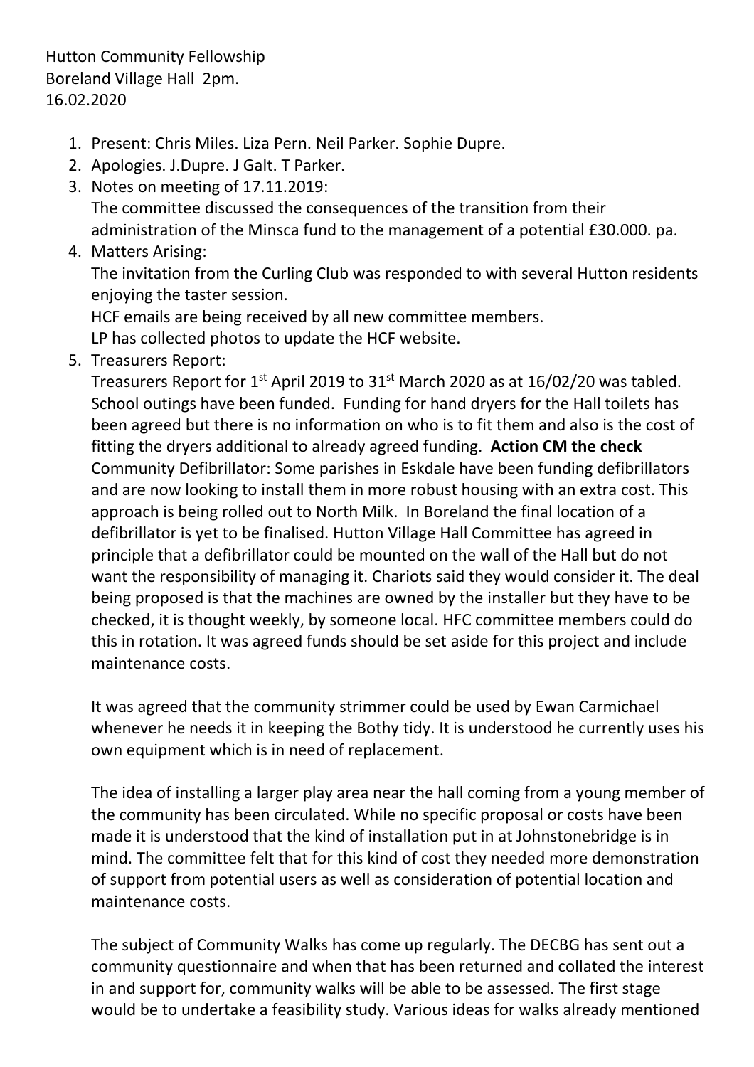Hutton Community Fellowship
Boreland Village Hall 2pm.
16.02.2020

1. Present: Chris Miles. Liza Pern. Neil Parker. Sophie Dupre.
2. Apologies. J.Dupre. J Galt. T Parker.
3. Notes on meeting of 17.11.2019:
   The committee discussed the consequences of the transition from their administration of the Minsca fund to the management of a potential £30.000. pa.
4. Matters Arising:
   The invitation from the Curling Club was responded to with several Hutton residents enjoying the taster session.
   HCF emails are being received by all new committee members.
   LP has collected photos to update the HCF website.
5. Treasurers Report:
   Treasurers Report for 1st April 2019 to 31st March 2020 as at 16/02/20 was tabled. School outings have been funded. Funding for hand dryers for the Hall toilets has been agreed but there is no information on who is to fit them and also is the cost of fitting the dryers additional to already agreed funding. **Action CM the check**
   Community Defibrillator: Some parishes in Eskdale have been funding defibrillators and are now looking to install them in more robust housing with an extra cost. This approach is being rolled out to North Milk. In Boreland the final location of a defibrillator is yet to be finalised. Hutton Village Hall Committee has agreed in principle that a defibrillator could be mounted on the wall of the Hall but do not want the responsibility of managing it. Chariots said they would consider it. The deal being proposed is that the machines are owned by the installer but they have to be checked, it is thought weekly, by someone local. HFC committee members could do this in rotation. It was agreed funds should be set aside for this project and include maintenance costs.

   It was agreed that the community strimmer could be used by Ewan Carmichael whenever he needs it in keeping the Bothy tidy. It is understood he currently uses his own equipment which is in need of replacement.

   The idea of installing a larger play area near the hall coming from a young member of the community has been circulated. While no specific proposal or costs have been made it is understood that the kind of installation put in at Johnstonebridge is in mind. The committee felt that for this kind of cost they needed more demonstration of support from potential users as well as consideration of potential location and maintenance costs.

   The subject of Community Walks has come up regularly. The DECBG has sent out a community questionnaire and when that has been returned and collated the interest in and support for, community walks will be able to be assessed. The first stage would be to undertake a feasibility study. Various ideas for walks already mentioned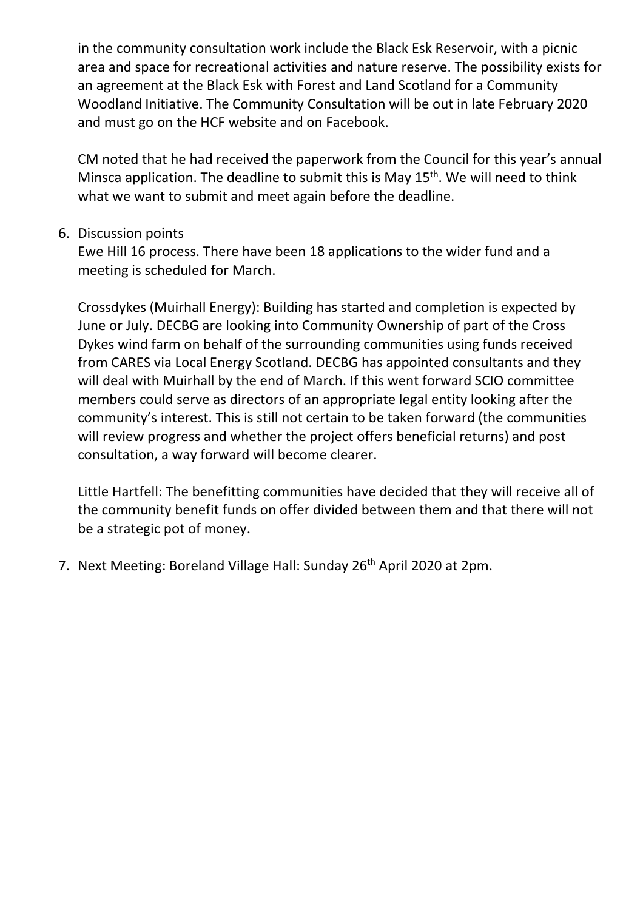in the community consultation work include the Black Esk Reservoir, with a picnic area and space for recreational activities and nature reserve. The possibility exists for an agreement at the Black Esk with Forest and Land Scotland for a Community Woodland Initiative. The Community Consultation will be out in late February 2020 and must go on the HCF website and on Facebook.

CM noted that he had received the paperwork from the Council for this year's annual Minsca application. The deadline to submit this is May 15th. We will need to think what we want to submit and meet again before the deadline.

6. Discussion points

   Ewe Hill 16 process. There have been 18 applications to the wider fund and a meeting is scheduled for March.

   Crossdykes (Muirhall Energy): Building has started and completion is expected by June or July. DECBG are looking into Community Ownership of part of the Cross Dykes wind farm on behalf of the surrounding communities using funds received from CARES via Local Energy Scotland. DECBG has appointed consultants and they will deal with Muirhall by the end of March. If this went forward SCIO committee members could serve as directors of an appropriate legal entity looking after the community's interest. This is still not certain to be taken forward (the communities will review progress and whether the project offers beneficial returns) and post consultation, a way forward will become clearer.

   Little Hartfell: The benefitting communities have decided that they will receive all of the community benefit funds on offer divided between them and that there will not be a strategic pot of money.

7. Next Meeting: Boreland Village Hall: Sunday 26th April 2020 at 2pm.